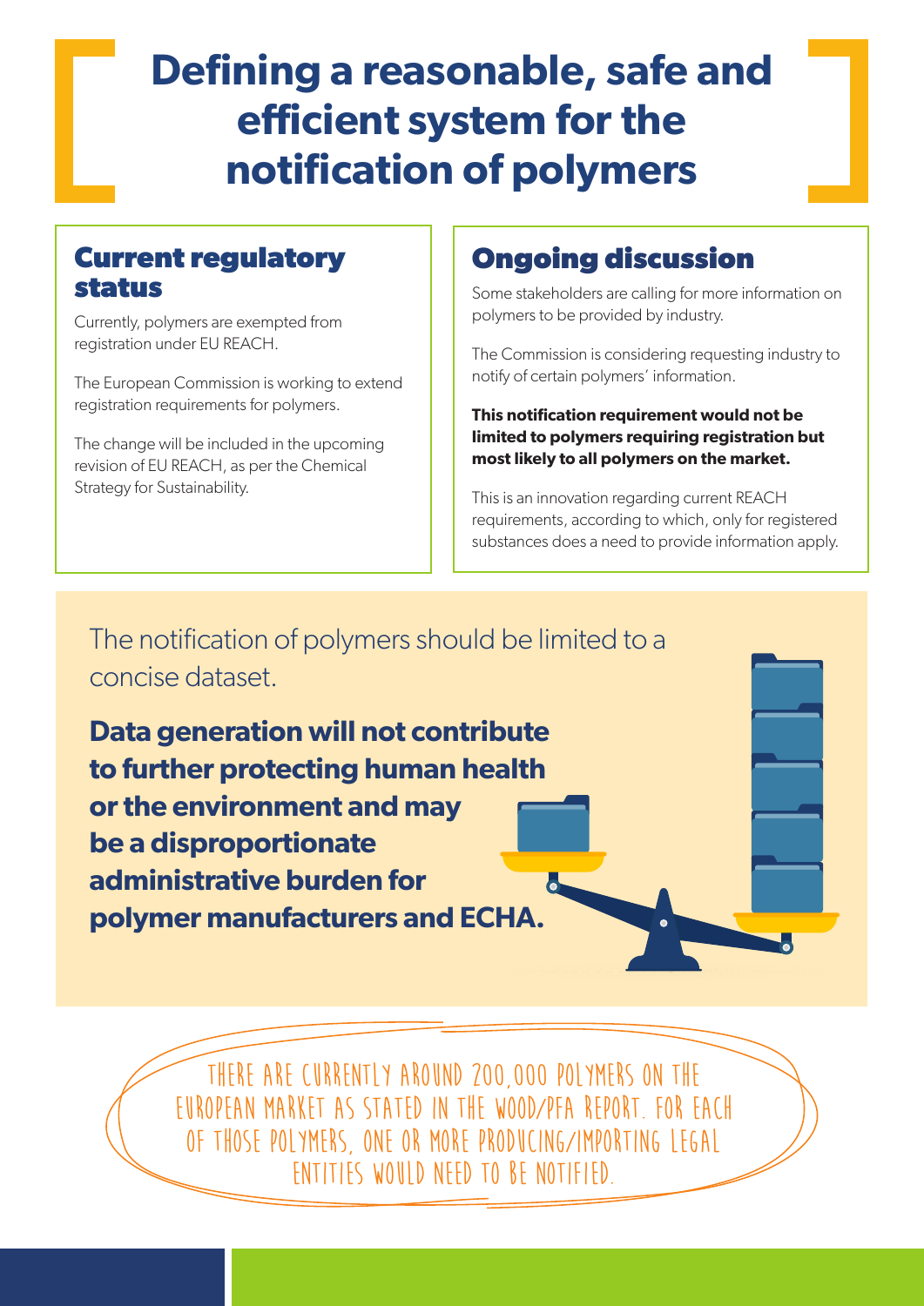# Defining a reasonable, safe and efficient system for the notification of polymers

## Current regulatory status

Currently, polymers are exempted from registration under EU REACH.

The European Commission is working to extend registration requirements for polymers.

The change will be included in the upcoming revision of EU REACH, as per the Chemical Strategy for Sustainability.

## Ongoing discussion

Some stakeholders are calling for more information on polymers to be provided by industry.

The Commission is considering requesting industry to notify of certain polymers' information.

**This notification requirement would not be limited to polymers requiring registration but most likely to all polymers on the market.**

This is an innovation regarding current REACH requirements, according to which, only for registered substances does a need to provide information apply.

The notification of polymers should be limited to a concise dataset.

**Data generation will not contribute to further protecting human health or the environment and may be a disproportionate administrative burden for polymer manufacturers and ECHA.**

THERE ARE CURRENTLY AROUND 200,000 POLYMERS ON THE EUROPEAN MARKET AS STATED IN THE WOOD/PFA REPORT. FOR EACH OF THOSE POLYMERS, ONE OR MORE PRODUCING/IMPORTING LEGAL ENTITIES WOULD NEED TO BE NOTIFIED.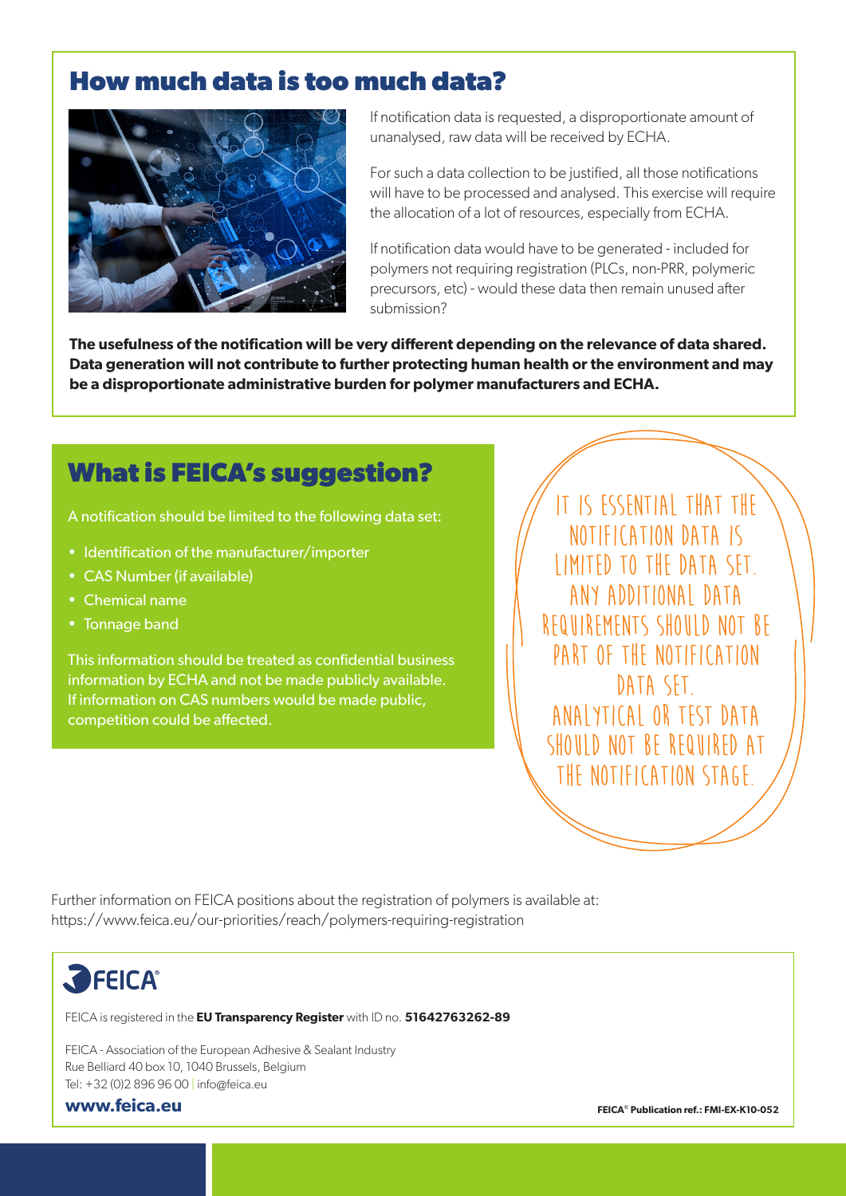## How much data is too much data?

If notification data is requested, a disproportionate amount of unanalysed, raw data will be received by ECHA.

For such a data collection to be justified, all those notifications will have to be processed and analysed. This exercise will require the allocation of a lot of resources, especially from ECHA.

If notification data would have to be generated - included for polymers not requiring registration (PLCs, non-PRR, polymeric precursors, etc) - would these data then remain unused after submission?

**The usefulness of the notification will be very different depending on the relevance of data shared. Data generation will not contribute to further protecting human health or the environment and may be a disproportionate administrative burden for polymer manufacturers and ECHA.**

## What is FEICA's suggestion?

A notification should be limited to the following data set:

- Identification of the manufacturer/importer
- CAS Number (if available)
- Chemical name
- Tonnage band

This information should be treated as confidential business information by ECHA and not be made publicly available. If information on CAS numbers would be made public, competition could be affected.

IT IS ESSENTIAL THAT THE NOTIFICATION DATA IS LIMITED TO THE DATA SET. ANY ADDITIONAL DATA REQUIREMENTS SHOULD NOT BE PART OF THE NOTIFICATION DATA SET. ANALYTICAL OR TEST DATA SHOULD NOT BE REQUIRED AT THE NOTIFICATION STAGE.

Further information on FEICA positions about the registration of polymers is available at: https://www.feica.eu/our-priorities/reach/polymers-requiring-registration

FEICA

FEICA is registered in the **EU Transparency Register** with ID no. **51642763262-89**

FEICA - Association of the European Adhesive & Sealant Industry
Rue Belliard 40 box 10, 1040 Brussels, Belgium
Tel: +32 (0)2 896 96 00 | info@feica.eu

**www.feica.eu**

**FEICA® Publication ref.: FMI-EX-K10-052**